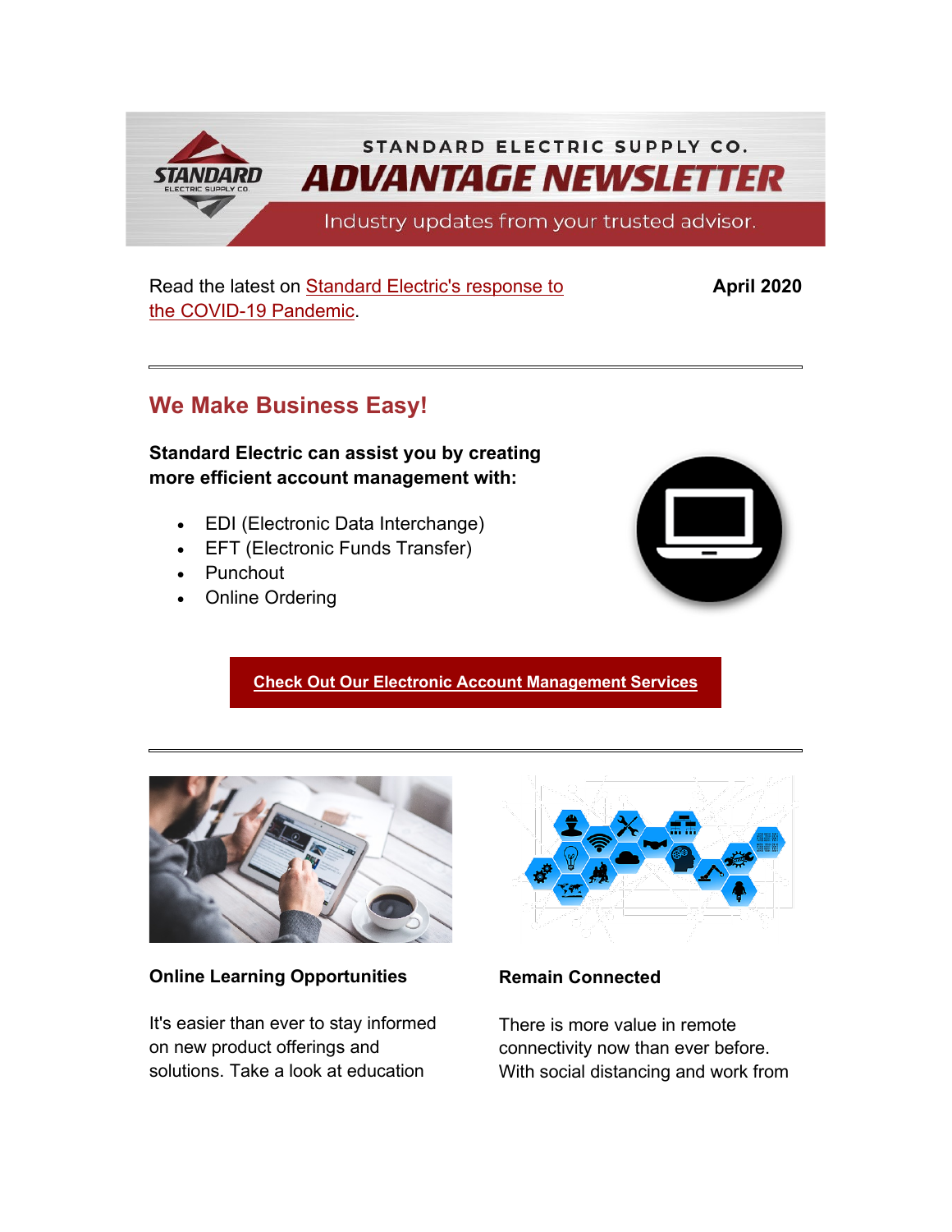STANDARD ELECTRIC SUPPLY CO.

# ADVANTAGE NEWSLETTER

Industry updates from your trusted advisor.

Read the latest on Standard Electric's response to the COVID-19 Pandemic.

**April 2020**

---

## We Make Business Easy!

**Standard Electric can assist you by creating more efficient account management with:**

- EDI (Electronic Data Interchange)
- EFT (Electronic Funds Transfer)
- Punchout
- Online Ordering

**Check Out Our Electronic Account Management Services**

---

**Online Learning Opportunities**

It's easier than ever to stay informed on new product offerings and solutions. Take a look at education

**Remain Connected**

There is more value in remote connectivity now than ever before. With social distancing and work from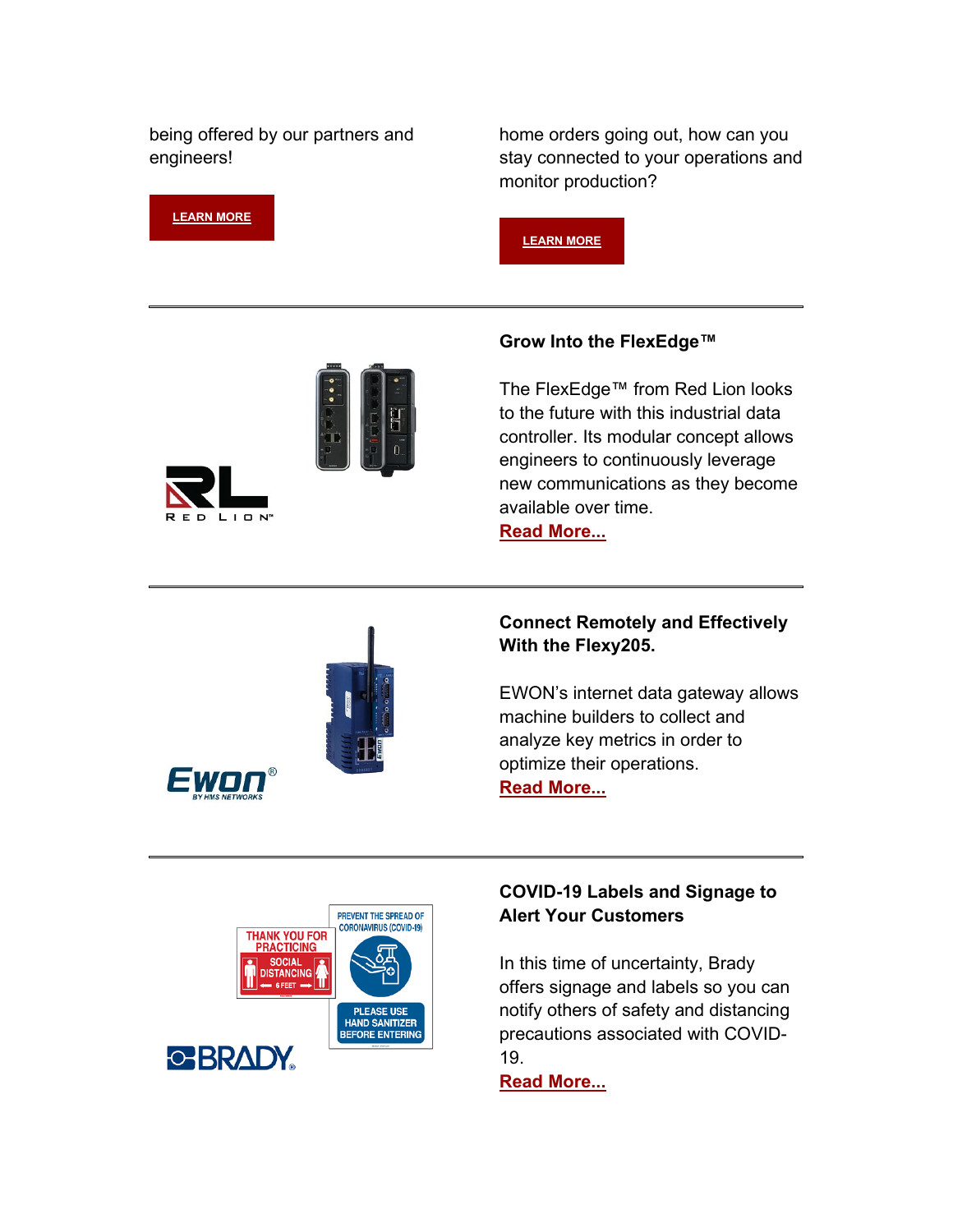being offered by our partners and engineers!

LEARN MORE

home orders going out, how can you stay connected to your operations and monitor production?

LEARN MORE

---

## Grow Into the FlexEdge™

The FlexEdge™ from Red Lion looks to the future with this industrial data controller. Its modular concept allows engineers to continuously leverage new communications as they become available over time.

Read More...

---

## Connect Remotely and Effectively With the Flexy205.

EWON's internet data gateway allows machine builders to collect and analyze key metrics in order to optimize their operations.

Read More...

---

## COVID-19 Labels and Signage to Alert Your Customers

In this time of uncertainty, Brady offers signage and labels so you can notify others of safety and distancing precautions associated with COVID-19.

Read More...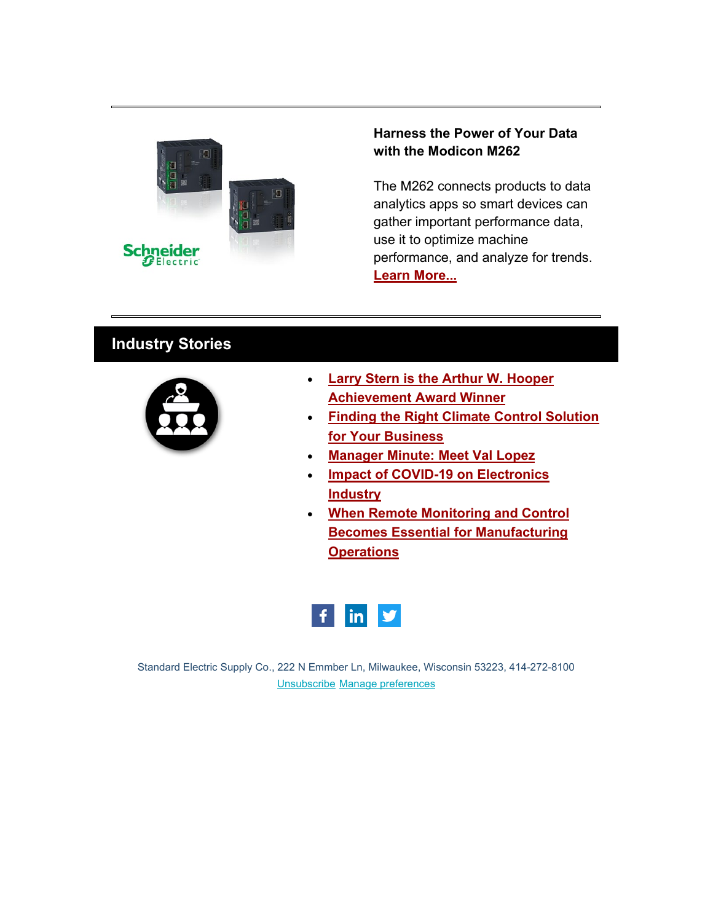---

**Harness the Power of Your Data with the Modicon M262**

The M262 connects products to data analytics apps so smart devices can gather important performance data, use it to optimize machine performance, and analyze for trends. **Learn More...**

---

## Industry Stories

- **Larry Stern is the Arthur W. Hooper Achievement Award Winner**
- **Finding the Right Climate Control Solution for Your Business**
- **Manager Minute: Meet Val Lopez**
- **Impact of COVID-19 on Electronics Industry**
- **When Remote Monitoring and Control Becomes Essential for Manufacturing Operations**

Standard Electric Supply Co., 222 N Emmber Ln, Milwaukee, Wisconsin 53223, 414-272-8100

Unsubscribe Manage preferences